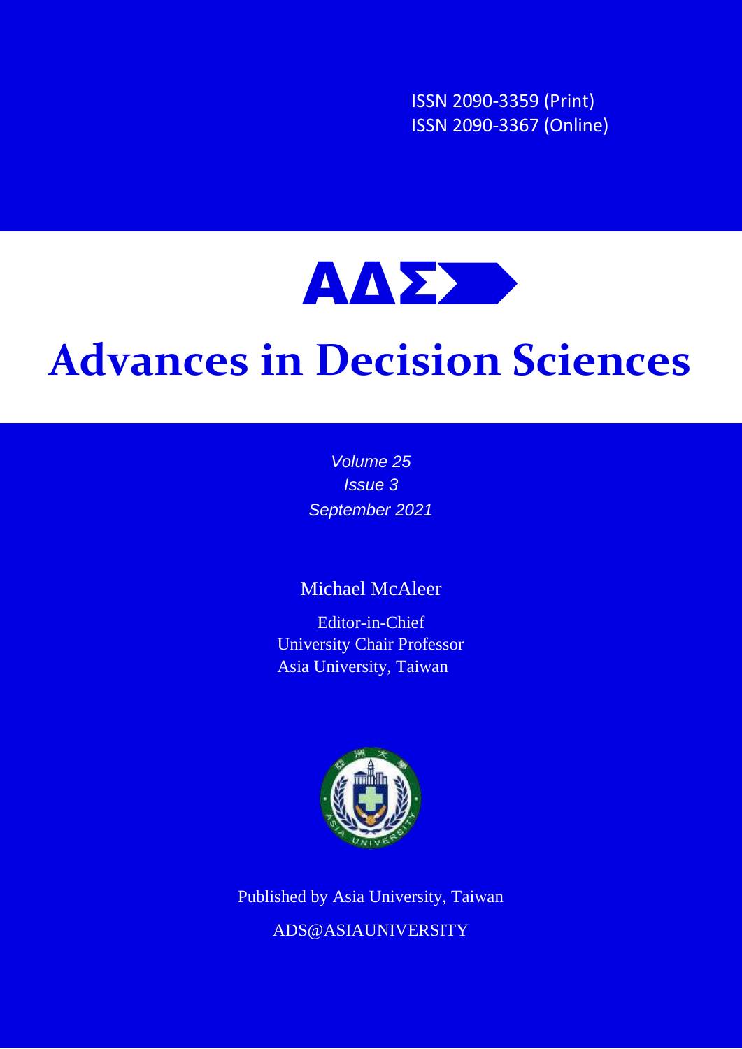ISSN 2090-3359 (Print)
ISSN 2090-3367 (Online)

**ΑΔΣ**

# Advances in Decision Sciences

*Volume 25*
*Issue 3*
*September 2021*

Michael McAleer

Editor-in-Chief
University Chair Professor
Asia University, Taiwan

Published by Asia University, Taiwan

ADS@ASIAUNIVERSITY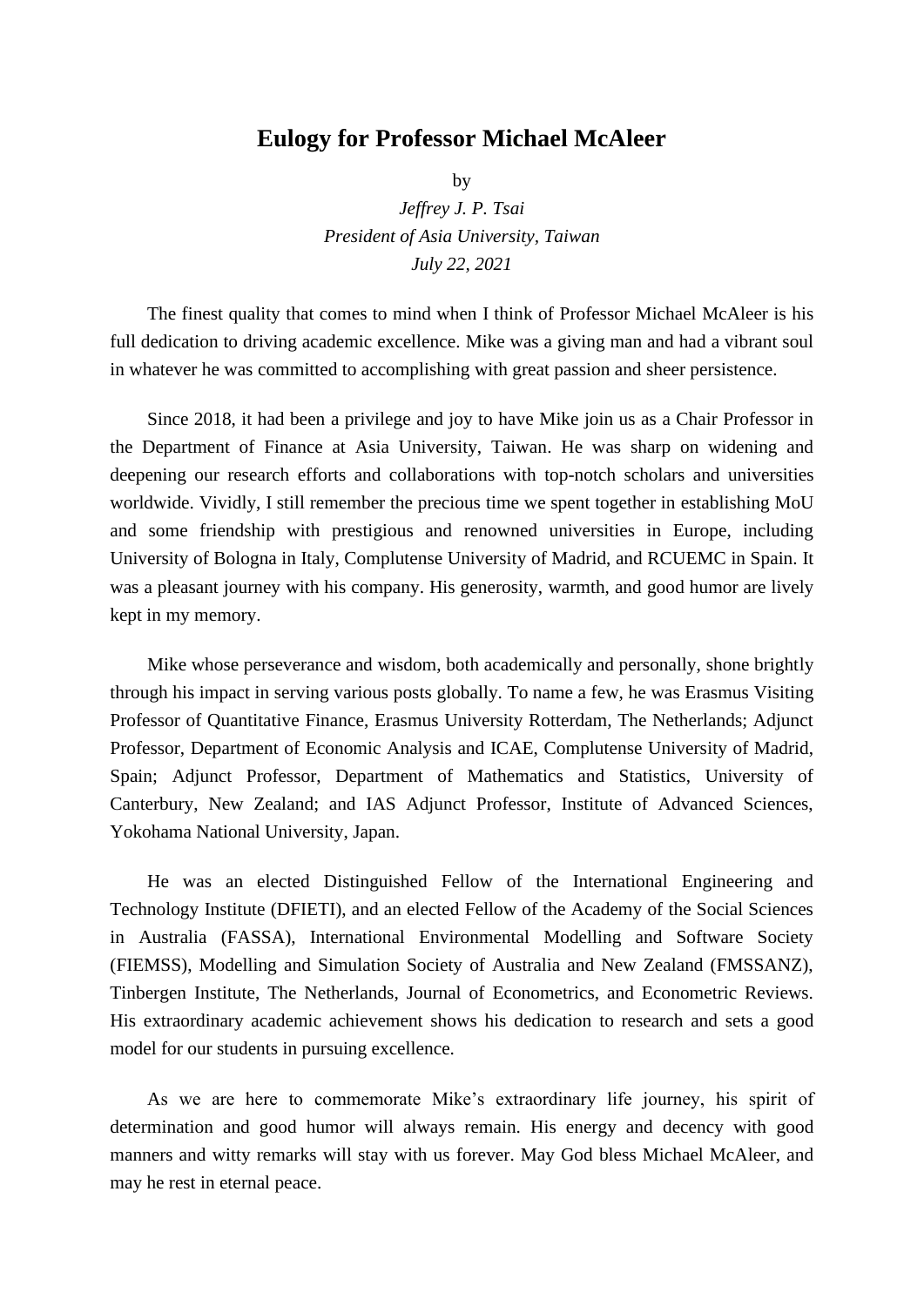# Eulogy for Professor Michael McAleer

by

*Jeffrey J. P. Tsai*
*President of Asia University, Taiwan*
*July 22, 2021*

The finest quality that comes to mind when I think of Professor Michael McAleer is his full dedication to driving academic excellence. Mike was a giving man and had a vibrant soul in whatever he was committed to accomplishing with great passion and sheer persistence.

Since 2018, it had been a privilege and joy to have Mike join us as a Chair Professor in the Department of Finance at Asia University, Taiwan. He was sharp on widening and deepening our research efforts and collaborations with top-notch scholars and universities worldwide. Vividly, I still remember the precious time we spent together in establishing MoU and some friendship with prestigious and renowned universities in Europe, including University of Bologna in Italy, Complutense University of Madrid, and RCUEMC in Spain. It was a pleasant journey with his company. His generosity, warmth, and good humor are lively kept in my memory.

Mike whose perseverance and wisdom, both academically and personally, shone brightly through his impact in serving various posts globally. To name a few, he was Erasmus Visiting Professor of Quantitative Finance, Erasmus University Rotterdam, The Netherlands; Adjunct Professor, Department of Economic Analysis and ICAE, Complutense University of Madrid, Spain; Adjunct Professor, Department of Mathematics and Statistics, University of Canterbury, New Zealand; and IAS Adjunct Professor, Institute of Advanced Sciences, Yokohama National University, Japan.

He was an elected Distinguished Fellow of the International Engineering and Technology Institute (DFIETI), and an elected Fellow of the Academy of the Social Sciences in Australia (FASSA), International Environmental Modelling and Software Society (FIEMSS), Modelling and Simulation Society of Australia and New Zealand (FMSSANZ), Tinbergen Institute, The Netherlands, Journal of Econometrics, and Econometric Reviews. His extraordinary academic achievement shows his dedication to research and sets a good model for our students in pursuing excellence.

As we are here to commemorate Mike's extraordinary life journey, his spirit of determination and good humor will always remain. His energy and decency with good manners and witty remarks will stay with us forever. May God bless Michael McAleer, and may he rest in eternal peace.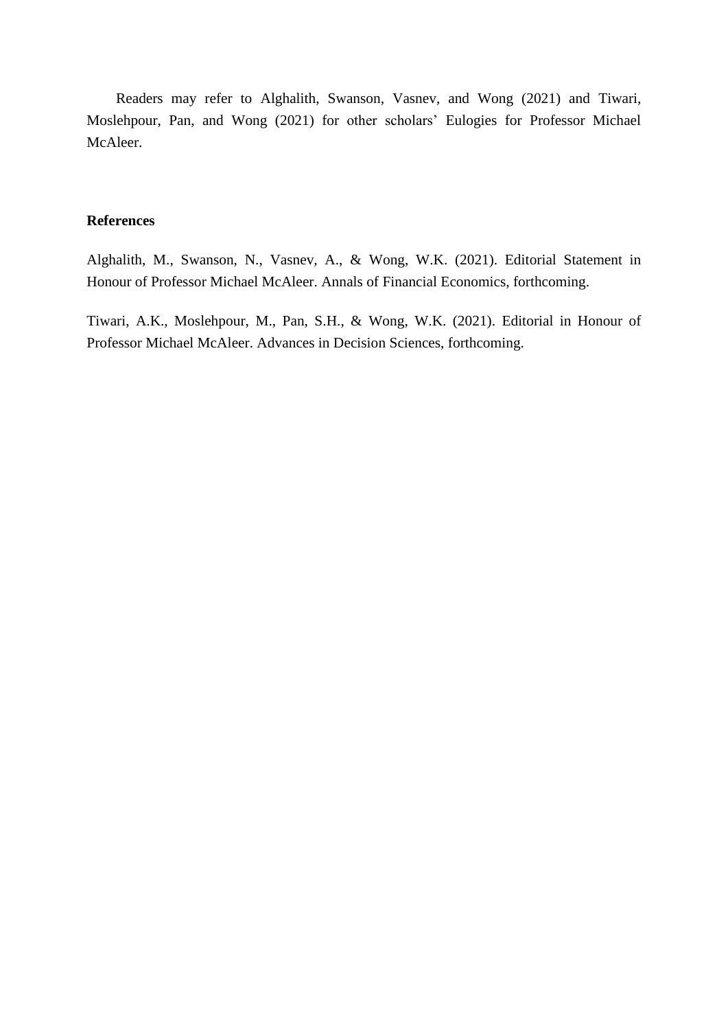Readers may refer to Alghalith, Swanson, Vasnev, and Wong (2021) and Tiwari, Moslehpour, Pan, and Wong (2021) for other scholars' Eulogies for Professor Michael McAleer.

## References

Alghalith, M., Swanson, N., Vasnev, A., & Wong, W.K. (2021). Editorial Statement in Honour of Professor Michael McAleer. Annals of Financial Economics, forthcoming.

Tiwari, A.K., Moslehpour, M., Pan, S.H., & Wong, W.K. (2021). Editorial in Honour of Professor Michael McAleer. Advances in Decision Sciences, forthcoming.